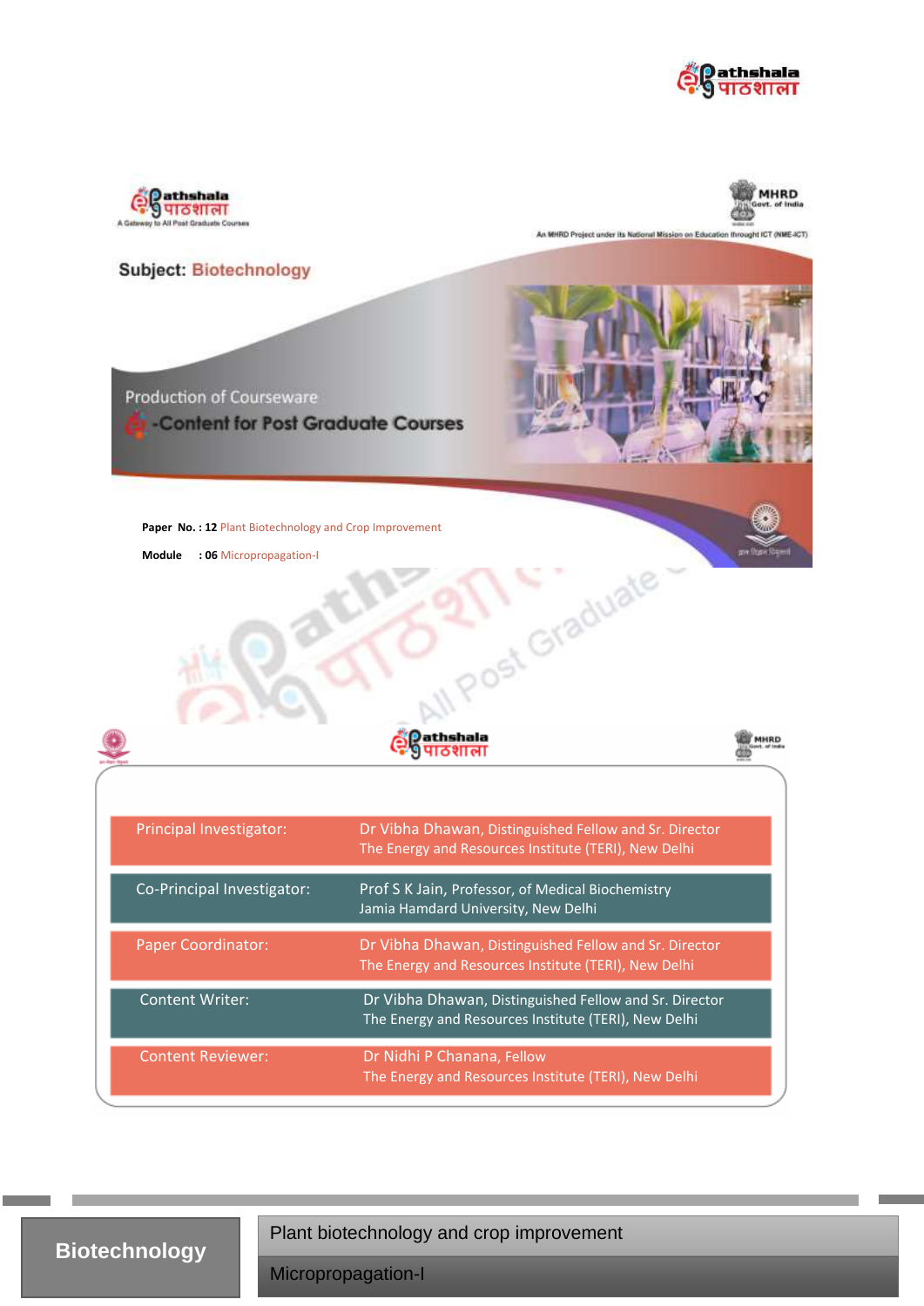**Subject:** Biotechnology

Production of Courseware

-Content for Post Graduate Courses

**Paper No. : 12** Plant Biotechnology and Crop Improvement

**Module : 06** Micropropagation-I

| | |
|---|---|
| Principal Investigator: | Dr Vibha Dhawan, Distinguished Fellow and Sr. Director<br>The Energy and Resources Institute (TERI), New Delhi |
| Co-Principal Investigator: | Prof S K Jain, Professor, of Medical Biochemistry<br>Jamia Hamdard University, New Delhi |
| Paper Coordinator: | Dr Vibha Dhawan, Distinguished Fellow and Sr. Director<br>The Energy and Resources Institute (TERI), New Delhi |
| Content Writer: | Dr Vibha Dhawan, Distinguished Fellow and Sr. Director<br>The Energy and Resources Institute (TERI), New Delhi |
| Content Reviewer: | Dr Nidhi P Chanana, Fellow<br>The Energy and Resources Institute (TERI), New Delhi |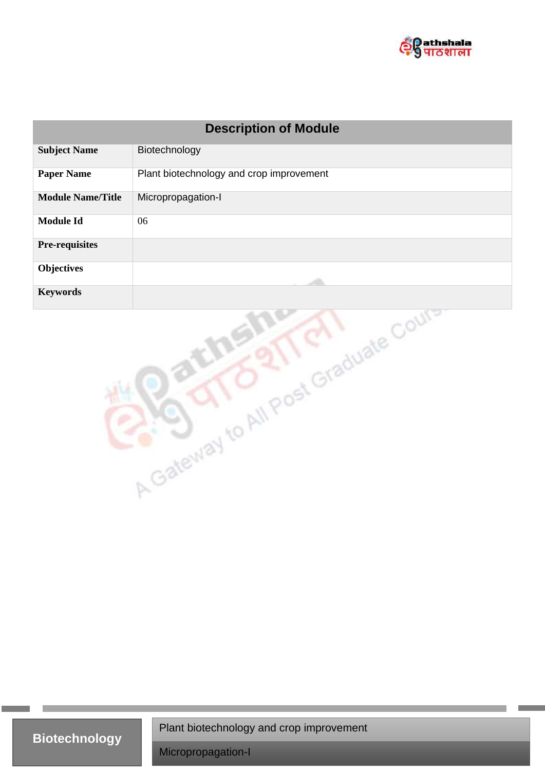| Description of Module | |
|---|---|
| **Subject Name** | Biotechnology |
| **Paper Name** | Plant biotechnology and crop improvement |
| **Module Name/Title** | Micropropagation-I |
| **Module Id** | 06 |
| **Pre-requisites** | |
| **Objectives** | |
| **Keywords** | |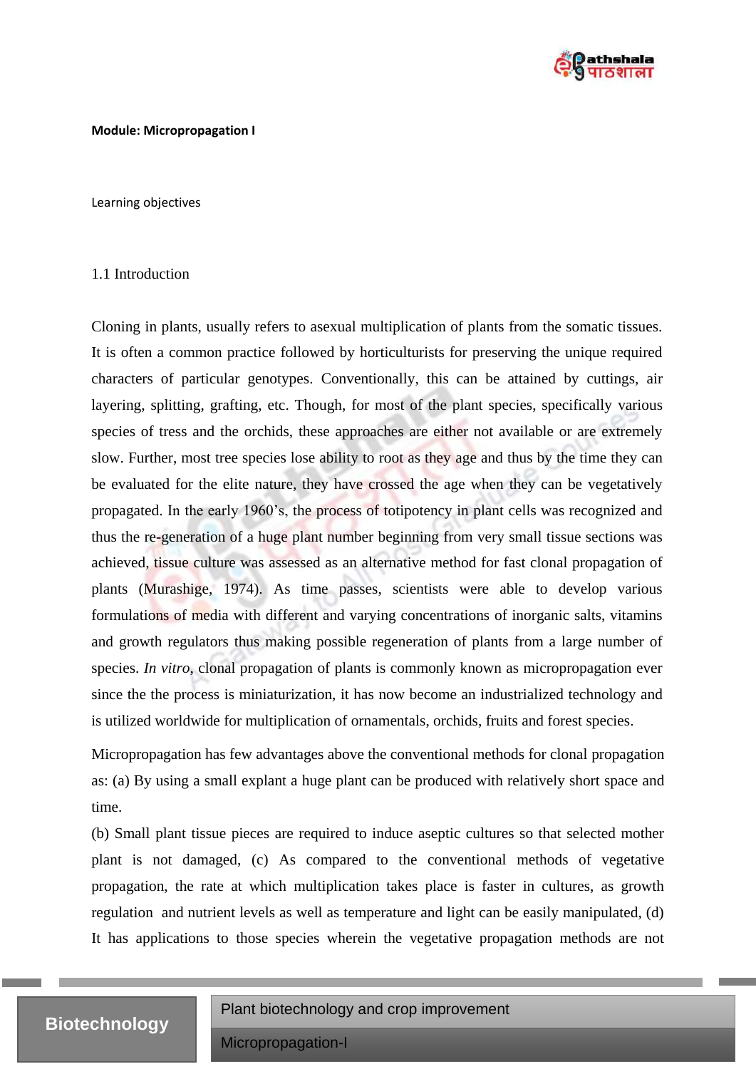**Module: Micropropagation I**

Learning objectives

## 1.1 Introduction

Cloning in plants, usually refers to asexual multiplication of plants from the somatic tissues. It is often a common practice followed by horticulturists for preserving the unique required characters of particular genotypes. Conventionally, this can be attained by cuttings, air layering, splitting, grafting, etc. Though, for most of the plant species, specifically various species of tress and the orchids, these approaches are either not available or are extremely slow. Further, most tree species lose ability to root as they age and thus by the time they can be evaluated for the elite nature, they have crossed the age when they can be vegetatively propagated. In the early 1960's, the process of totipotency in plant cells was recognized and thus the re-generation of a huge plant number beginning from very small tissue sections was achieved, tissue culture was assessed as an alternative method for fast clonal propagation of plants (Murashige, 1974). As time passes, scientists were able to develop various formulations of media with different and varying concentrations of inorganic salts, vitamins and growth regulators thus making possible regeneration of plants from a large number of species. *In vitro*, clonal propagation of plants is commonly known as micropropagation ever since the the process is miniaturization, it has now become an industrialized technology and is utilized worldwide for multiplication of ornamentals, orchids, fruits and forest species.

Micropropagation has few advantages above the conventional methods for clonal propagation as: (a) By using a small explant a huge plant can be produced with relatively short space and time.
(b) Small plant tissue pieces are required to induce aseptic cultures so that selected mother plant is not damaged, (c) As compared to the conventional methods of vegetative propagation, the rate at which multiplication takes place is faster in cultures, as growth regulation and nutrient levels as well as temperature and light can be easily manipulated, (d) It has applications to those species wherein the vegetative propagation methods are not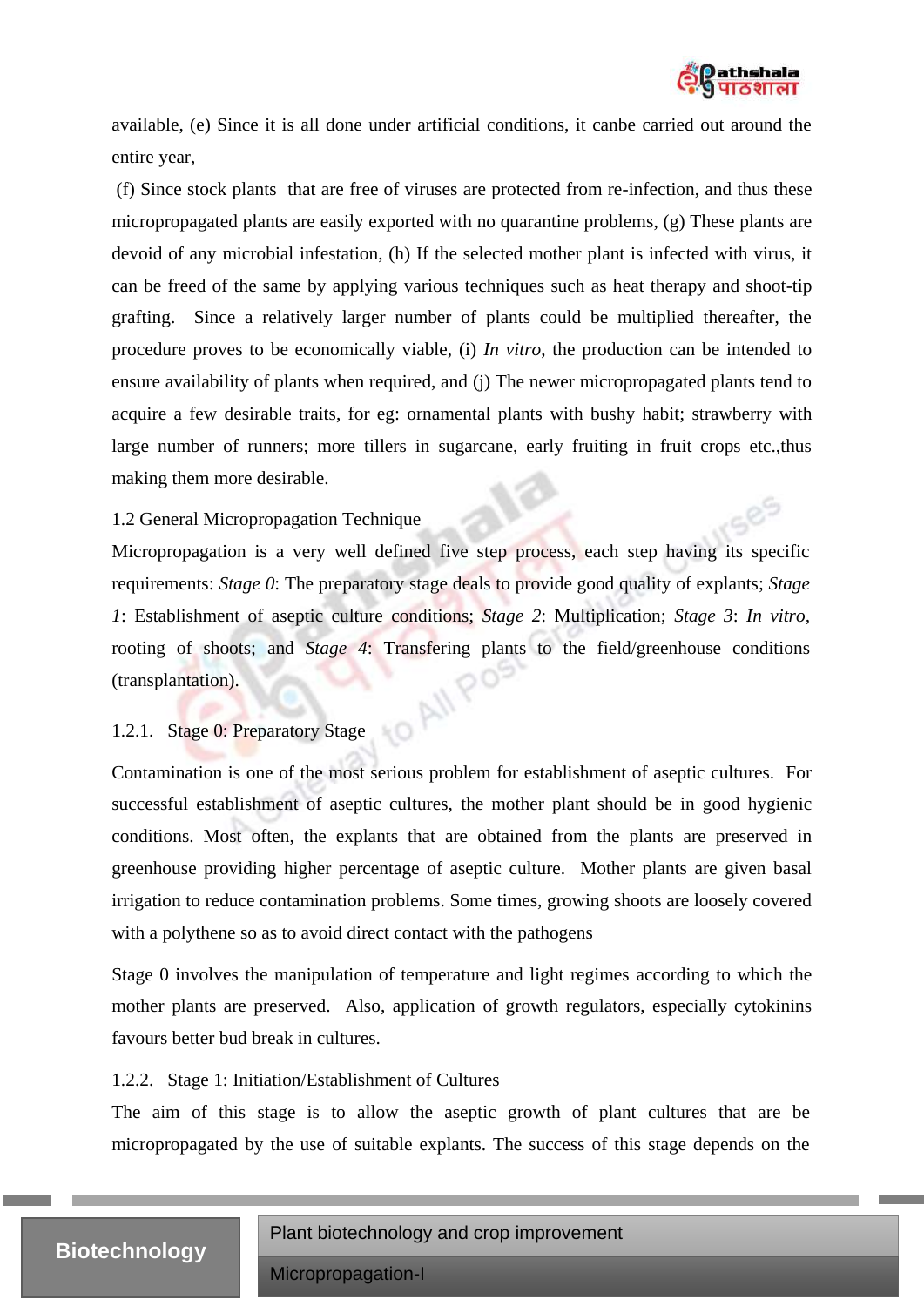available, (e) Since it is all done under artificial conditions, it canbe carried out around the entire year,

(f) Since stock plants that are free of viruses are protected from re-infection, and thus these micropropagated plants are easily exported with no quarantine problems, (g) These plants are devoid of any microbial infestation, (h) If the selected mother plant is infected with virus, it can be freed of the same by applying various techniques such as heat therapy and shoot-tip grafting. Since a relatively larger number of plants could be multiplied thereafter, the procedure proves to be economically viable, (i) *In vitro*, the production can be intended to ensure availability of plants when required, and (j) The newer micropropagated plants tend to acquire a few desirable traits, for eg: ornamental plants with bushy habit; strawberry with large number of runners; more tillers in sugarcane, early fruiting in fruit crops etc.,thus making them more desirable.

## 1.2 General Micropropagation Technique

Micropropagation is a very well defined five step process, each step having its specific requirements: *Stage 0*: The preparatory stage deals to provide good quality of explants; *Stage 1*: Establishment of aseptic culture conditions; *Stage 2*: Multiplication; *Stage 3*: *In vitro*, rooting of shoots; and *Stage 4*: Transfering plants to the field/greenhouse conditions (transplantation).

### 1.2.1. Stage 0: Preparatory Stage

Contamination is one of the most serious problem for establishment of aseptic cultures. For successful establishment of aseptic cultures, the mother plant should be in good hygienic conditions. Most often, the explants that are obtained from the plants are preserved in greenhouse providing higher percentage of aseptic culture. Mother plants are given basal irrigation to reduce contamination problems. Some times, growing shoots are loosely covered with a polythene so as to avoid direct contact with the pathogens

Stage 0 involves the manipulation of temperature and light regimes according to which the mother plants are preserved. Also, application of growth regulators, especially cytokinins favours better bud break in cultures.

### 1.2.2. Stage 1: Initiation/Establishment of Cultures

The aim of this stage is to allow the aseptic growth of plant cultures that are be micropropagated by the use of suitable explants. The success of this stage depends on the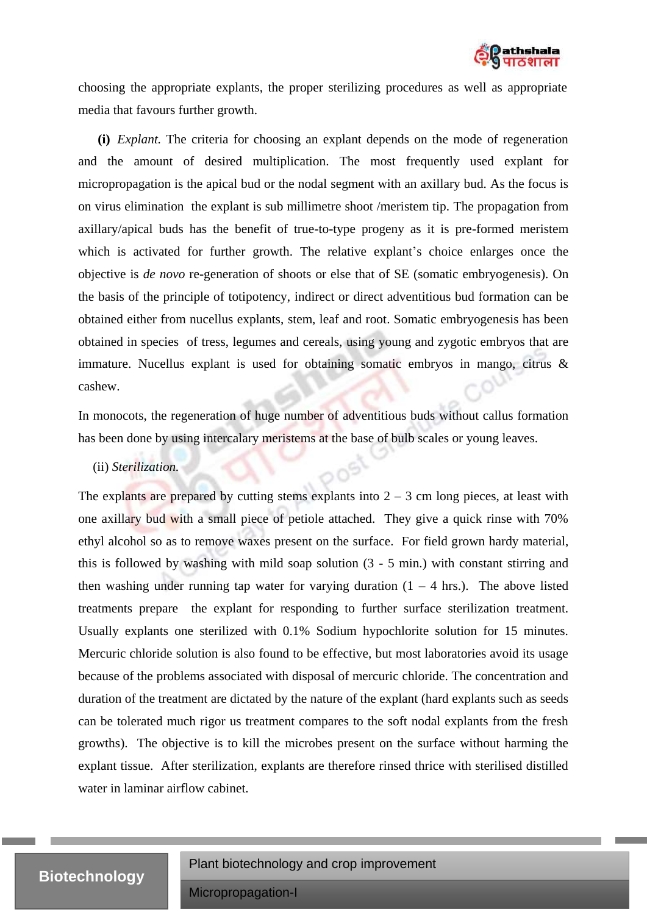choosing the appropriate explants, the proper sterilizing procedures as well as appropriate media that favours further growth.

**(i)** *Explant.* The criteria for choosing an explant depends on the mode of regeneration and the amount of desired multiplication. The most frequently used explant for micropropagation is the apical bud or the nodal segment with an axillary bud. As the focus is on virus elimination the explant is sub millimetre shoot /meristem tip. The propagation from axillary/apical buds has the benefit of true-to-type progeny as it is pre-formed meristem which is activated for further growth. The relative explant's choice enlarges once the objective is *de novo* re-generation of shoots or else that of SE (somatic embryogenesis). On the basis of the principle of totipotency, indirect or direct adventitious bud formation can be obtained either from nucellus explants, stem, leaf and root. Somatic embryogenesis has been obtained in species of tress, legumes and cereals, using young and zygotic embryos that are immature. Nucellus explant is used for obtaining somatic embryos in mango, citrus & cashew.

In monocots, the regeneration of huge number of adventitious buds without callus formation has been done by using intercalary meristems at the base of bulb scales or young leaves.

(ii) *Sterilization.*

The explants are prepared by cutting stems explants into 2 – 3 cm long pieces, at least with one axillary bud with a small piece of petiole attached. They give a quick rinse with 70% ethyl alcohol so as to remove waxes present on the surface. For field grown hardy material, this is followed by washing with mild soap solution (3 - 5 min.) with constant stirring and then washing under running tap water for varying duration (1 – 4 hrs.). The above listed treatments prepare the explant for responding to further surface sterilization treatment. Usually explants one sterilized with 0.1% Sodium hypochlorite solution for 15 minutes. Mercuric chloride solution is also found to be effective, but most laboratories avoid its usage because of the problems associated with disposal of mercuric chloride. The concentration and duration of the treatment are dictated by the nature of the explant (hard explants such as seeds can be tolerated much rigor us treatment compares to the soft nodal explants from the fresh growths). The objective is to kill the microbes present on the surface without harming the explant tissue. After sterilization, explants are therefore rinsed thrice with sterilised distilled water in laminar airflow cabinet.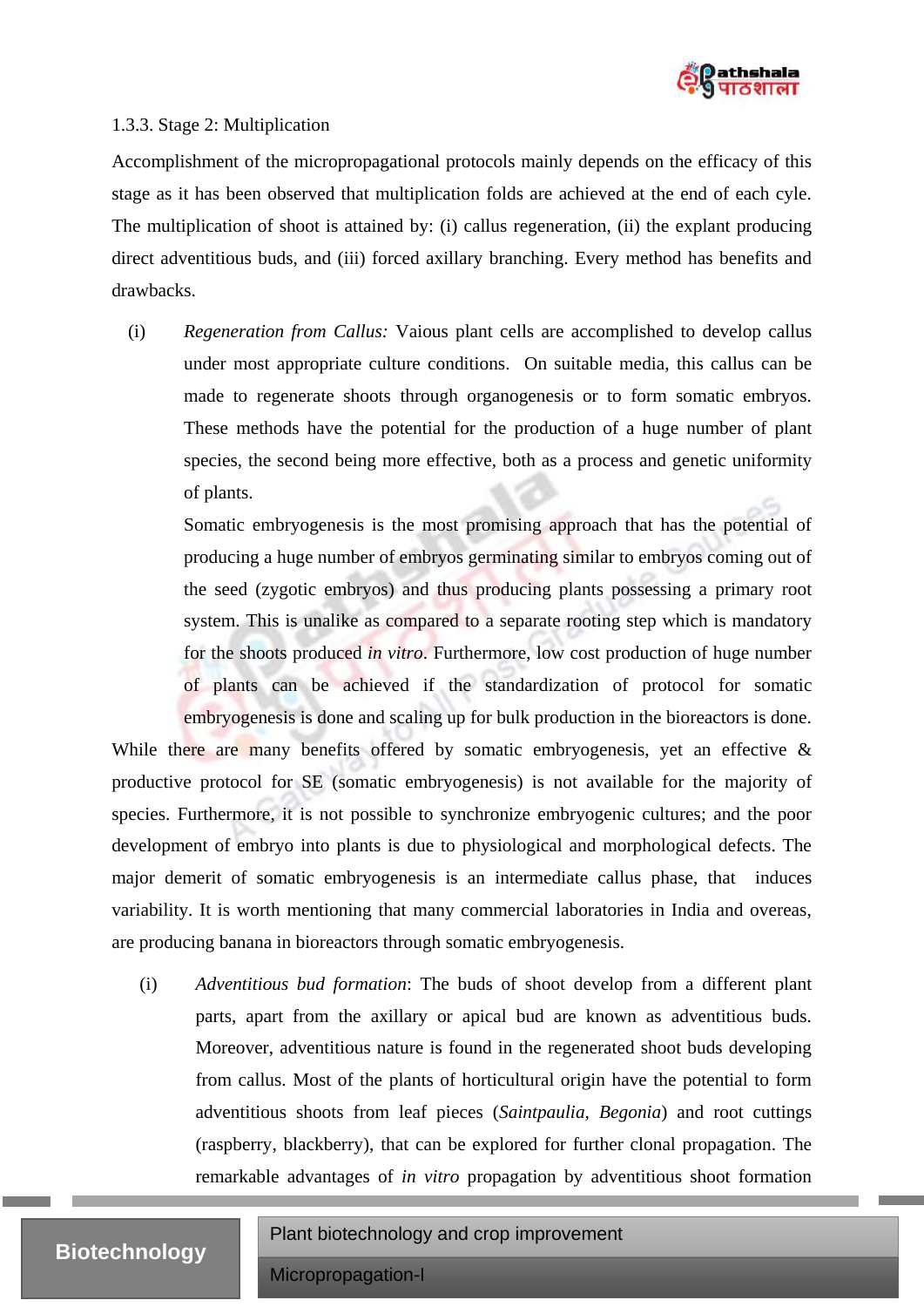1.3.3. Stage 2: Multiplication

Accomplishment of the micropropagational protocols mainly depends on the efficacy of this stage as it has been observed that multiplication folds are achieved at the end of each cyle. The multiplication of shoot is attained by: (i) callus regeneration, (ii) the explant producing direct adventitious buds, and (iii) forced axillary branching. Every method has benefits and drawbacks.

(i) *Regeneration from Callus:* Vaious plant cells are accomplished to develop callus under most appropriate culture conditions. On suitable media, this callus can be made to regenerate shoots through organogenesis or to form somatic embryos. These methods have the potential for the production of a huge number of plant species, the second being more effective, both as a process and genetic uniformity of plants.

Somatic embryogenesis is the most promising approach that has the potential of producing a huge number of embryos germinating similar to embryos coming out of the seed (zygotic embryos) and thus producing plants possessing a primary root system. This is unalike as compared to a separate rooting step which is mandatory for the shoots produced *in vitro*. Furthermore, low cost production of huge number of plants can be achieved if the standardization of protocol for somatic embryogenesis is done and scaling up for bulk production in the bioreactors is done.

While there are many benefits offered by somatic embryogenesis, yet an effective & productive protocol for SE (somatic embryogenesis) is not available for the majority of species. Furthermore, it is not possible to synchronize embryogenic cultures; and the poor development of embryo into plants is due to physiological and morphological defects. The major demerit of somatic embryogenesis is an intermediate callus phase, that induces variability. It is worth mentioning that many commercial laboratories in India and overeas, are producing banana in bioreactors through somatic embryogenesis.

(i) *Adventitious bud formation*: The buds of shoot develop from a different plant parts, apart from the axillary or apical bud are known as adventitious buds. Moreover, adventitious nature is found in the regenerated shoot buds developing from callus. Most of the plants of horticultural origin have the potential to form adventitious shoots from leaf pieces (*Saintpaulia*, *Begonia*) and root cuttings (raspberry, blackberry), that can be explored for further clonal propagation. The remarkable advantages of *in vitro* propagation by adventitious shoot formation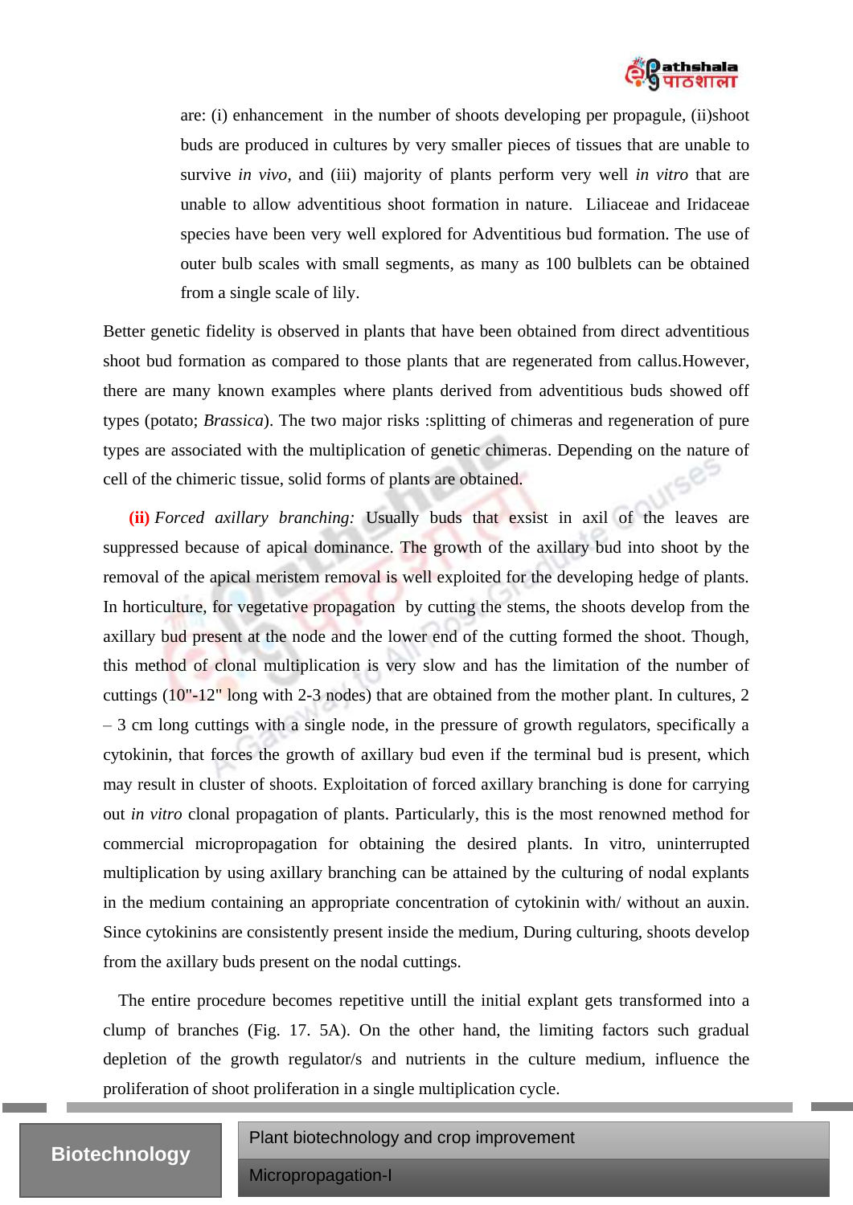are: (i) enhancement in the number of shoots developing per propagule, (ii)shoot buds are produced in cultures by very smaller pieces of tissues that are unable to survive *in vivo*, and (iii) majority of plants perform very well *in vitro* that are unable to allow adventitious shoot formation in nature. Liliaceae and Iridaceae species have been very well explored for Adventitious bud formation. The use of outer bulb scales with small segments, as many as 100 bulblets can be obtained from a single scale of lily.

Better genetic fidelity is observed in plants that have been obtained from direct adventitious shoot bud formation as compared to those plants that are regenerated from callus.However, there are many known examples where plants derived from adventitious buds showed off types (potato; *Brassica*). The two major risks :splitting of chimeras and regeneration of pure types are associated with the multiplication of genetic chimeras. Depending on the nature of cell of the chimeric tissue, solid forms of plants are obtained.

**(ii)** *Forced axillary branching:* Usually buds that exsist in axil of the leaves are suppressed because of apical dominance. The growth of the axillary bud into shoot by the removal of the apical meristem removal is well exploited for the developing hedge of plants. In horticulture, for vegetative propagation by cutting the stems, the shoots develop from the axillary bud present at the node and the lower end of the cutting formed the shoot. Though, this method of clonal multiplication is very slow and has the limitation of the number of cuttings (10"-12" long with 2-3 nodes) that are obtained from the mother plant. In cultures, 2 – 3 cm long cuttings with a single node, in the pressure of growth regulators, specifically a cytokinin, that forces the growth of axillary bud even if the terminal bud is present, which may result in cluster of shoots. Exploitation of forced axillary branching is done for carrying out *in vitro* clonal propagation of plants. Particularly, this is the most renowned method for commercial micropropagation for obtaining the desired plants. In vitro, uninterrupted multiplication by using axillary branching can be attained by the culturing of nodal explants in the medium containing an appropriate concentration of cytokinin with/ without an auxin. Since cytokinins are consistently present inside the medium, During culturing, shoots develop from the axillary buds present on the nodal cuttings.

The entire procedure becomes repetitive untill the initial explant gets transformed into a clump of branches (Fig. 17. 5A). On the other hand, the limiting factors such gradual depletion of the growth regulator/s and nutrients in the culture medium, influence the proliferation of shoot proliferation in a single multiplication cycle.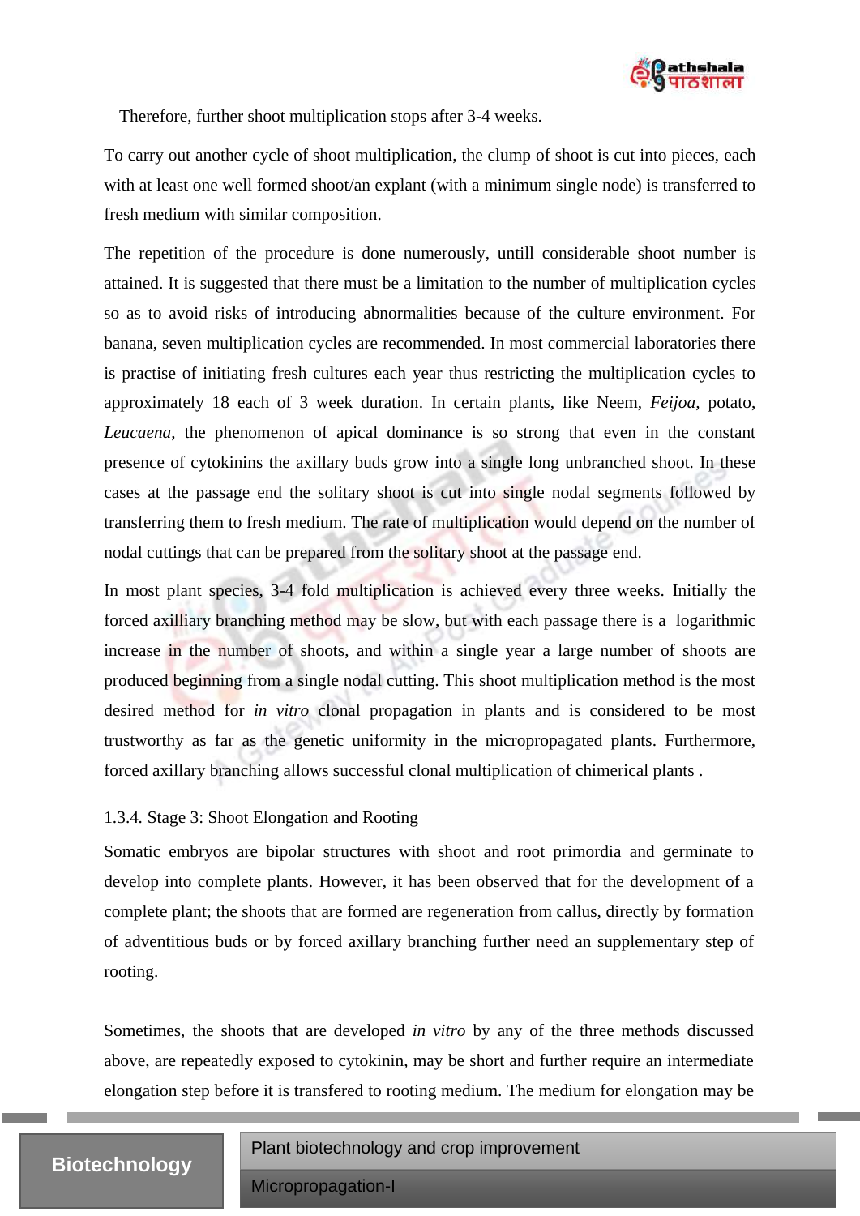Therefore, further shoot multiplication stops after 3-4 weeks.

To carry out another cycle of shoot multiplication, the clump of shoot is cut into pieces, each with at least one well formed shoot/an explant (with a minimum single node) is transferred to fresh medium with similar composition.

The repetition of the procedure is done numerously, untill considerable shoot number is attained. It is suggested that there must be a limitation to the number of multiplication cycles so as to avoid risks of introducing abnormalities because of the culture environment. For banana, seven multiplication cycles are recommended. In most commercial laboratories there is practise of initiating fresh cultures each year thus restricting the multiplication cycles to approximately 18 each of 3 week duration. In certain plants, like Neem, *Feijoa*, potato, *Leucaena*, the phenomenon of apical dominance is so strong that even in the constant presence of cytokinins the axillary buds grow into a single long unbranched shoot. In these cases at the passage end the solitary shoot is cut into single nodal segments followed by transferring them to fresh medium. The rate of multiplication would depend on the number of nodal cuttings that can be prepared from the solitary shoot at the passage end.

In most plant species, 3-4 fold multiplication is achieved every three weeks. Initially the forced axilliary branching method may be slow, but with each passage there is a logarithmic increase in the number of shoots, and within a single year a large number of shoots are produced beginning from a single nodal cutting. This shoot multiplication method is the most desired method for *in vitro* clonal propagation in plants and is considered to be most trustworthy as far as the genetic uniformity in the micropropagated plants. Furthermore, forced axillary branching allows successful clonal multiplication of chimerical plants .

### 1.3.4. Stage 3: Shoot Elongation and Rooting

Somatic embryos are bipolar structures with shoot and root primordia and germinate to develop into complete plants. However, it has been observed that for the development of a complete plant; the shoots that are formed are regeneration from callus, directly by formation of adventitious buds or by forced axillary branching further need an supplementary step of rooting.

Sometimes, the shoots that are developed *in vitro* by any of the three methods discussed above, are repeatedly exposed to cytokinin, may be short and further require an intermediate elongation step before it is transfered to rooting medium. The medium for elongation may be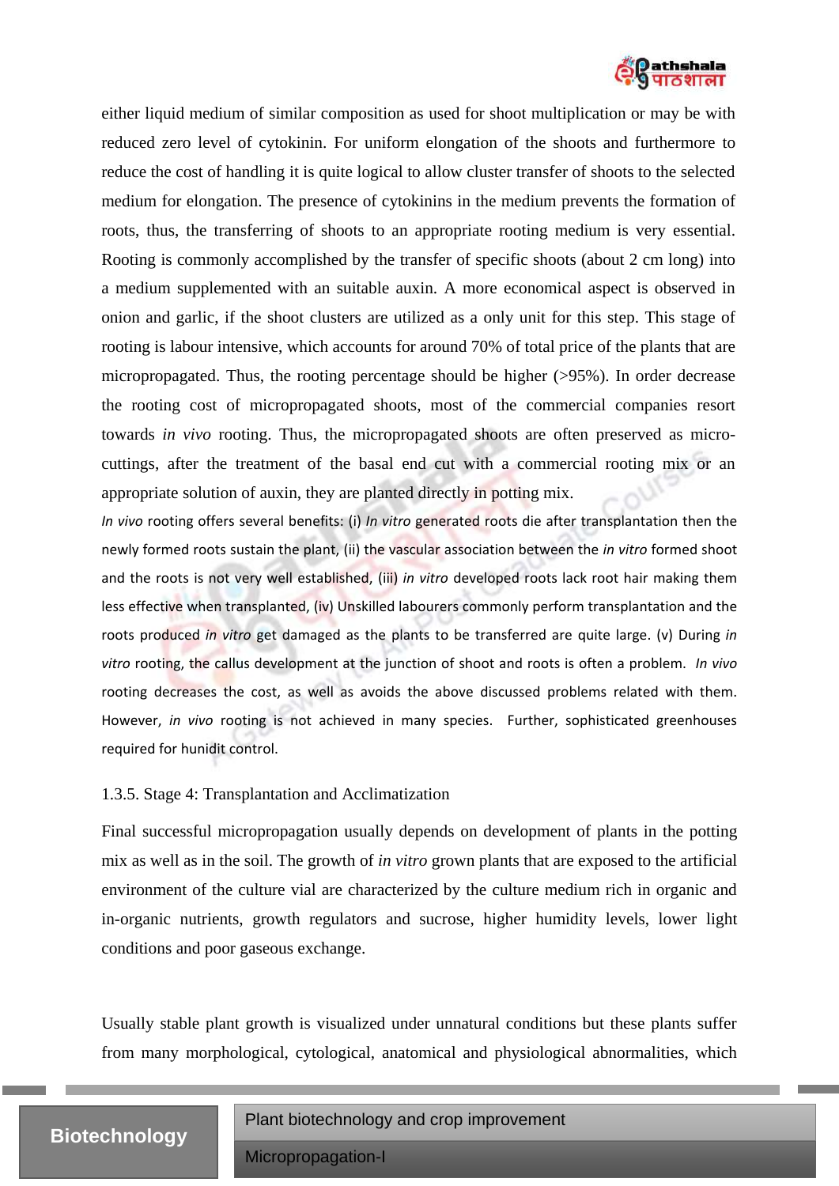either liquid medium of similar composition as used for shoot multiplication or may be with reduced zero level of cytokinin. For uniform elongation of the shoots and furthermore to reduce the cost of handling it is quite logical to allow cluster transfer of shoots to the selected medium for elongation. The presence of cytokinins in the medium prevents the formation of roots, thus, the transferring of shoots to an appropriate rooting medium is very essential. Rooting is commonly accomplished by the transfer of specific shoots (about 2 cm long) into a medium supplemented with an suitable auxin. A more economical aspect is observed in onion and garlic, if the shoot clusters are utilized as a only unit for this step. This stage of rooting is labour intensive, which accounts for around 70% of total price of the plants that are micropropagated. Thus, the rooting percentage should be higher (>95%). In order decrease the rooting cost of micropropagated shoots, most of the commercial companies resort towards *in vivo* rooting. Thus, the micropropagated shoots are often preserved as micro-cuttings, after the treatment of the basal end cut with a commercial rooting mix or an appropriate solution of auxin, they are planted directly in potting mix.

*In vivo* rooting offers several benefits: (i) *In vitro* generated roots die after transplantation then the newly formed roots sustain the plant, (ii) the vascular association between the *in vitro* formed shoot and the roots is not very well established, (iii) *in vitro* developed roots lack root hair making them less effective when transplanted, (iv) Unskilled labourers commonly perform transplantation and the roots produced *in vitro* get damaged as the plants to be transferred are quite large. (v) During *in vitro* rooting, the callus development at the junction of shoot and roots is often a problem. *In vivo* rooting decreases the cost, as well as avoids the above discussed problems related with them. However, *in vivo* rooting is not achieved in many species. Further, sophisticated greenhouses required for hunidit control.

### 1.3.5. Stage 4: Transplantation and Acclimatization

Final successful micropropagation usually depends on development of plants in the potting mix as well as in the soil. The growth of *in vitro* grown plants that are exposed to the artificial environment of the culture vial are characterized by the culture medium rich in organic and in-organic nutrients, growth regulators and sucrose, higher humidity levels, lower light conditions and poor gaseous exchange.

Usually stable plant growth is visualized under unnatural conditions but these plants suffer from many morphological, cytological, anatomical and physiological abnormalities, which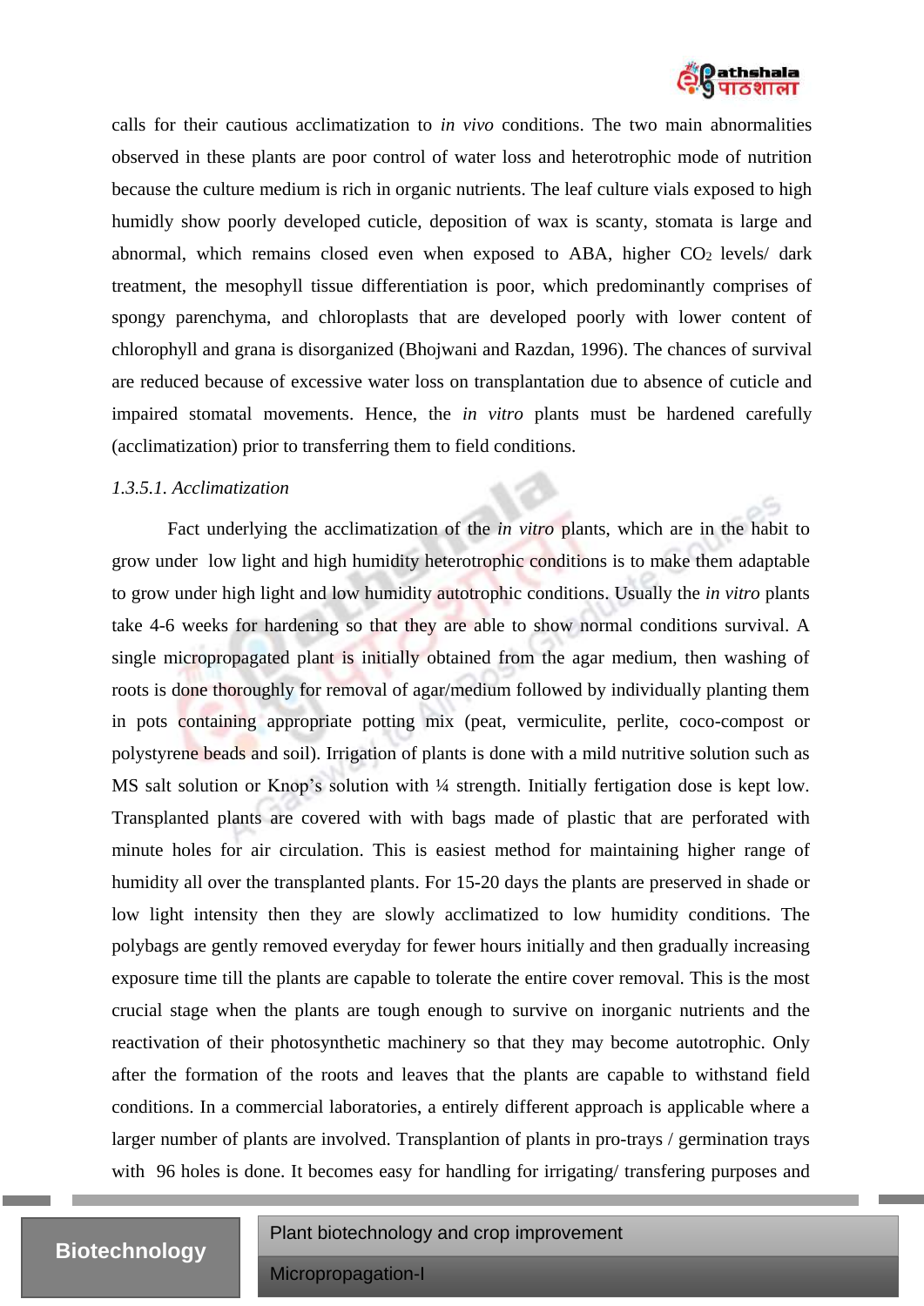calls for their cautious acclimatization to *in vivo* conditions. The two main abnormalities observed in these plants are poor control of water loss and heterotrophic mode of nutrition because the culture medium is rich in organic nutrients. The leaf culture vials exposed to high humidly show poorly developed cuticle, deposition of wax is scanty, stomata is large and abnormal, which remains closed even when exposed to ABA, higher $CO_2$ levels/ dark treatment, the mesophyll tissue differentiation is poor, which predominantly comprises of spongy parenchyma, and chloroplasts that are developed poorly with lower content of chlorophyll and grana is disorganized (Bhojwani and Razdan, 1996). The chances of survival are reduced because of excessive water loss on transplantation due to absence of cuticle and impaired stomatal movements. Hence, the *in vitro* plants must be hardened carefully (acclimatization) prior to transferring them to field conditions.

*1.3.5.1. Acclimatization*

Fact underlying the acclimatization of the *in vitro* plants, which are in the habit to grow under low light and high humidity heterotrophic conditions is to make them adaptable to grow under high light and low humidity autotrophic conditions. Usually the *in vitro* plants take 4-6 weeks for hardening so that they are able to show normal conditions survival. A single micropropagated plant is initially obtained from the agar medium, then washing of roots is done thoroughly for removal of agar/medium followed by individually planting them in pots containing appropriate potting mix (peat, vermiculite, perlite, coco-compost or polystyrene beads and soil). Irrigation of plants is done with a mild nutritive solution such as MS salt solution or Knop's solution with ¼ strength. Initially fertigation dose is kept low. Transplanted plants are covered with with bags made of plastic that are perforated with minute holes for air circulation. This is easiest method for maintaining higher range of humidity all over the transplanted plants. For 15-20 days the plants are preserved in shade or low light intensity then they are slowly acclimatized to low humidity conditions. The polybags are gently removed everyday for fewer hours initially and then gradually increasing exposure time till the plants are capable to tolerate the entire cover removal. This is the most crucial stage when the plants are tough enough to survive on inorganic nutrients and the reactivation of their photosynthetic machinery so that they may become autotrophic. Only after the formation of the roots and leaves that the plants are capable to withstand field conditions. In a commercial laboratories, a entirely different approach is applicable where a larger number of plants are involved. Transplantion of plants in pro-trays / germination trays with 96 holes is done. It becomes easy for handling for irrigating/ transfering purposes and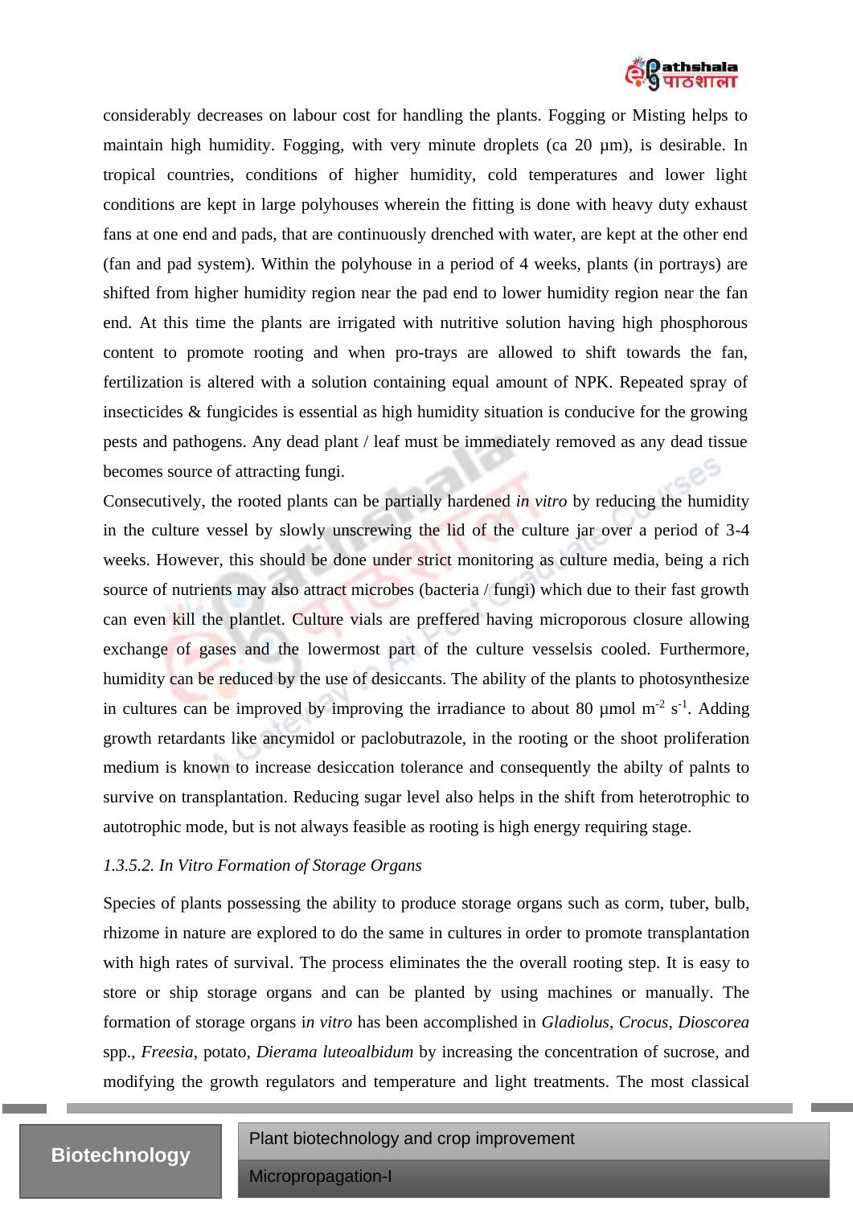considerably decreases on labour cost for handling the plants. Fogging or Misting helps to maintain high humidity. Fogging, with very minute droplets (ca 20 µm), is desirable. In tropical countries, conditions of higher humidity, cold temperatures and lower light conditions are kept in large polyhouses wherein the fitting is done with heavy duty exhaust fans at one end and pads, that are continuously drenched with water, are kept at the other end (fan and pad system). Within the polyhouse in a period of 4 weeks, plants (in portrays) are shifted from higher humidity region near the pad end to lower humidity region near the fan end. At this time the plants are irrigated with nutritive solution having high phosphorous content to promote rooting and when pro-trays are allowed to shift towards the fan, fertilization is altered with a solution containing equal amount of NPK. Repeated spray of insecticides & fungicides is essential as high humidity situation is conducive for the growing pests and pathogens. Any dead plant / leaf must be immediately removed as any dead tissue becomes source of attracting fungi.

Consecutively, the rooted plants can be partially hardened *in vitro* by reducing the humidity in the culture vessel by slowly unscrewing the lid of the culture jar over a period of 3-4 weeks. However, this should be done under strict monitoring as culture media, being a rich source of nutrients may also attract microbes (bacteria / fungi) which due to their fast growth can even kill the plantlet. Culture vials are preffered having microporous closure allowing exchange of gases and the lowermost part of the culture vesselsis cooled. Furthermore, humidity can be reduced by the use of desiccants. The ability of the plants to photosynthesize in cultures can be improved by improving the irradiance to about 80 µmol $m^{-2}$ $s^{-1}$. Adding growth retardants like ancymidol or paclobutrazole, in the rooting or the shoot proliferation medium is known to increase desiccation tolerance and consequently the abilty of palnts to survive on transplantation. Reducing sugar level also helps in the shift from heterotrophic to autotrophic mode, but is not always feasible as rooting is high energy requiring stage.

*1.3.5.2. In Vitro Formation of Storage Organs*

Species of plants possessing the ability to produce storage organs such as corm, tuber, bulb, rhizome in nature are explored to do the same in cultures in order to promote transplantation with high rates of survival. The process eliminates the the overall rooting step. It is easy to store or ship storage organs and can be planted by using machines or manually. The formation of storage organs i*n vitro* has been accomplished in *Gladiolus*, *Crocus*, *Dioscorea* spp., *Freesia*, potato, *Dierama luteoalbidum* by increasing the concentration of sucrose, and modifying the growth regulators and temperature and light treatments. The most classical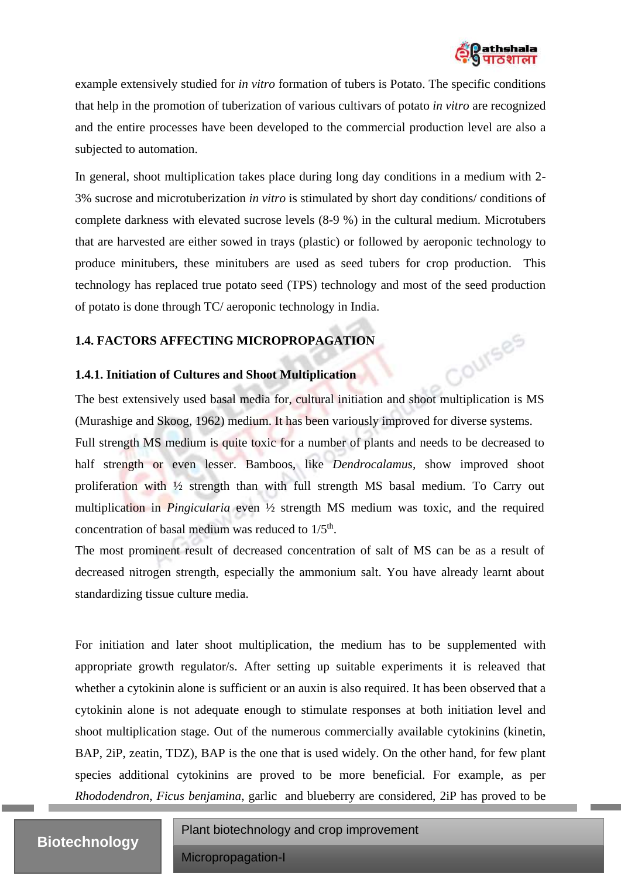example extensively studied for *in vitro* formation of tubers is Potato. The specific conditions that help in the promotion of tuberization of various cultivars of potato *in vitro* are recognized and the entire processes have been developed to the commercial production level are also a subjected to automation.

In general, shoot multiplication takes place during long day conditions in a medium with 2-3% sucrose and microtuberization *in vitro* is stimulated by short day conditions/ conditions of complete darkness with elevated sucrose levels (8-9 %) in the cultural medium. Microtubers that are harvested are either sowed in trays (plastic) or followed by aeroponic technology to produce minitubers, these minitubers are used as seed tubers for crop production. This technology has replaced true potato seed (TPS) technology and most of the seed production of potato is done through TC/ aeroponic technology in India.

## 1.4. FACTORS AFFECTING MICROPROPAGATION

### 1.4.1. Initiation of Cultures and Shoot Multiplication

The best extensively used basal media for, cultural initiation and shoot multiplication is MS (Murashige and Skoog, 1962) medium. It has been variously improved for diverse systems.
Full strength MS medium is quite toxic for a number of plants and needs to be decreased to half strength or even lesser. Bamboos, like *Dendrocalamus*, show improved shoot proliferation with ½ strength than with full strength MS basal medium. To Carry out multiplication in *Pingicularia* even ½ strength MS medium was toxic, and the required concentration of basal medium was reduced to 1/5$^{th}$.
The most prominent result of decreased concentration of salt of MS can be as a result of decreased nitrogen strength, especially the ammonium salt. You have already learnt about standardizing tissue culture media.

For initiation and later shoot multiplication, the medium has to be supplemented with appropriate growth regulator/s. After setting up suitable experiments it is releaved that whether a cytokinin alone is sufficient or an auxin is also required. It has been observed that a cytokinin alone is not adequate enough to stimulate responses at both initiation level and shoot multiplication stage. Out of the numerous commercially available cytokinins (kinetin, BAP, 2iP, zeatin, TDZ), BAP is the one that is used widely. On the other hand, for few plant species additional cytokinins are proved to be more beneficial. For example, as per *Rhododendron*, *Ficus benjamina*, garlic and blueberry are considered, 2iP has proved to be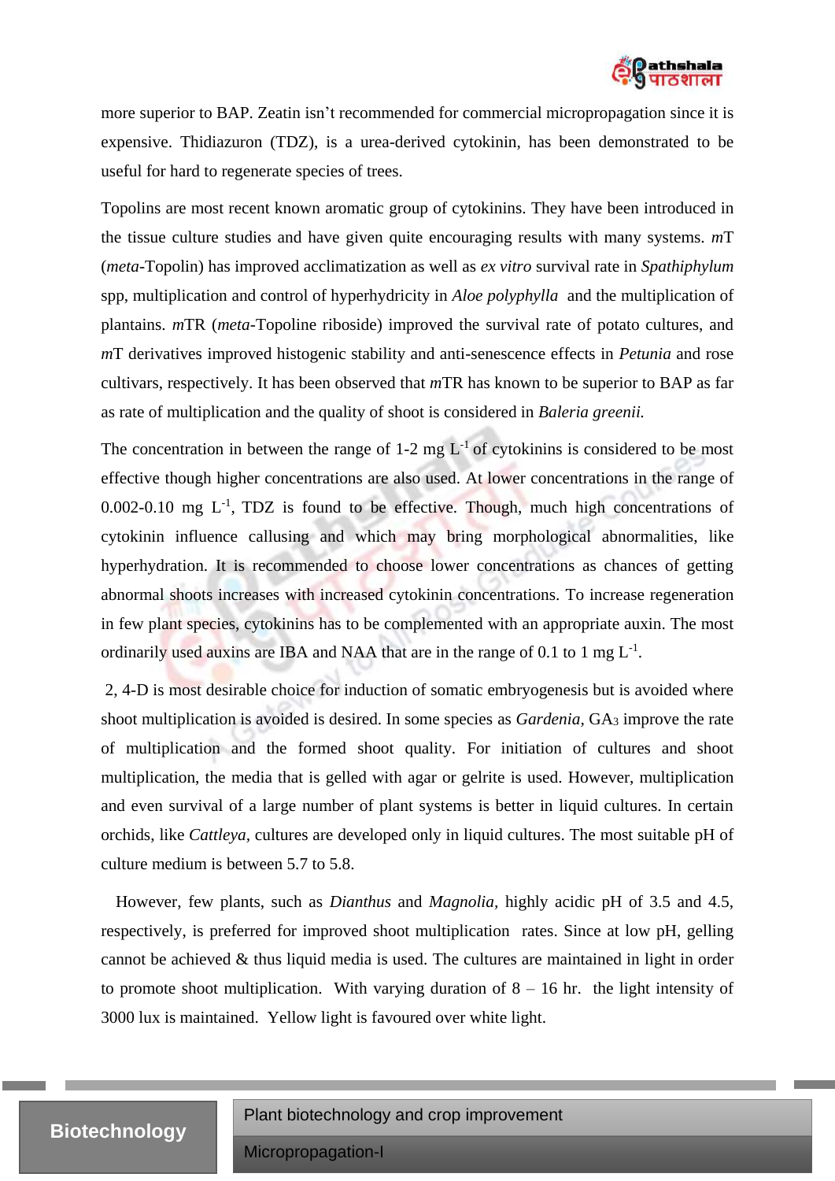more superior to BAP. Zeatin isn't recommended for commercial micropropagation since it is expensive. Thidiazuron (TDZ), is a urea-derived cytokinin, has been demonstrated to be useful for hard to regenerate species of trees.

Topolins are most recent known aromatic group of cytokinins. They have been introduced in the tissue culture studies and have given quite encouraging results with many systems. *m*T (*meta*-Topolin) has improved acclimatization as well as *ex vitro* survival rate in *Spathiphylum* spp, multiplication and control of hyperhydricity in *Aloe polyphylla* and the multiplication of plantains. *m*TR (*meta*-Topoline riboside) improved the survival rate of potato cultures, and *m*T derivatives improved histogenic stability and anti-senescence effects in *Petunia* and rose cultivars, respectively. It has been observed that *m*TR has known to be superior to BAP as far as rate of multiplication and the quality of shoot is considered in *Baleria greenii.*

The concentration in between the range of 1-2 mg $L^{-1}$ of cytokinins is considered to be most effective though higher concentrations are also used. At lower concentrations in the range of 0.002-0.10 mg $L^{-1}$, TDZ is found to be effective. Though, much high concentrations of cytokinin influence callusing and which may bring morphological abnormalities, like hyperhydration. It is recommended to choose lower concentrations as chances of getting abnormal shoots increases with increased cytokinin concentrations. To increase regeneration in few plant species, cytokinins has to be complemented with an appropriate auxin. The most ordinarily used auxins are IBA and NAA that are in the range of 0.1 to 1 mg $L^{-1}$.

2, 4-D is most desirable choice for induction of somatic embryogenesis but is avoided where shoot multiplication is avoided is desired. In some species as *Gardenia,* $GA_3$ improve the rate of multiplication and the formed shoot quality. For initiation of cultures and shoot multiplication, the media that is gelled with agar or gelrite is used. However, multiplication and even survival of a large number of plant systems is better in liquid cultures. In certain orchids, like *Cattleya,* cultures are developed only in liquid cultures. The most suitable pH of culture medium is between 5.7 to 5.8.

However, few plants, such as *Dianthus* and *Magnolia,* highly acidic pH of 3.5 and 4.5, respectively, is preferred for improved shoot multiplication rates. Since at low pH, gelling cannot be achieved & thus liquid media is used. The cultures are maintained in light in order to promote shoot multiplication. With varying duration of 8 – 16 hr. the light intensity of 3000 lux is maintained. Yellow light is favoured over white light.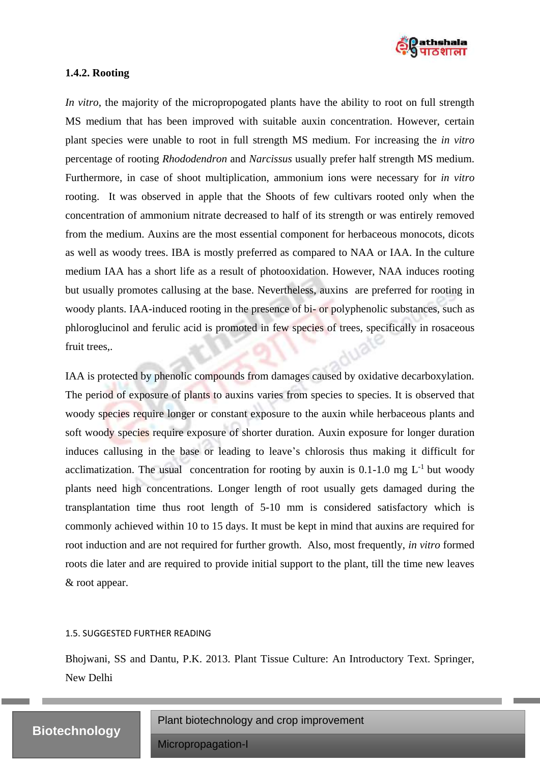### 1.4.2. Rooting

*In vitro*, the majority of the micropropogated plants have the ability to root on full strength MS medium that has been improved with suitable auxin concentration. However, certain plant species were unable to root in full strength MS medium. For increasing the *in vitro* percentage of rooting *Rhododendron* and *Narcissus* usually prefer half strength MS medium. Furthermore, in case of shoot multiplication, ammonium ions were necessary for *in vitro* rooting.  It was observed in apple that the Shoots of few cultivars rooted only when the concentration of ammonium nitrate decreased to half of its strength or was entirely removed from the medium. Auxins are the most essential component for herbaceous monocots, dicots as well as woody trees. IBA is mostly preferred as compared to NAA or IAA. In the culture medium IAA has a short life as a result of photooxidation. However, NAA induces rooting but usually promotes callusing at the base. Nevertheless, auxins  are preferred for rooting in woody plants. IAA-induced rooting in the presence of bi- or polyphenolic substances, such as phloroglucinol and ferulic acid is promoted in few species of trees, specifically in rosaceous fruit trees,.

IAA is protected by phenolic compounds from damages caused by oxidative decarboxylation. The period of exposure of plants to auxins varies from species to species. It is observed that woody species require longer or constant exposure to the auxin while herbaceous plants and soft woody species require exposure of shorter duration. Auxin exposure for longer duration induces callusing in the base or leading to leave's chlorosis thus making it difficult for acclimatization. The usual  concentration for rooting by auxin is 0.1-1.0 mg $L^{-1}$ but woody plants need high concentrations. Longer length of root usually gets damaged during the transplantation time thus root length of 5-10 mm is considered satisfactory which is commonly achieved within 10 to 15 days. It must be kept in mind that auxins are required for root induction and are not required for further growth.  Also, most frequently, *in vitro* formed roots die later and are required to provide initial support to the plant, till the time new leaves & root appear.

## 1.5. SUGGESTED FURTHER READING

Bhojwani, SS and Dantu, P.K. 2013. Plant Tissue Culture: An Introductory Text. Springer, New Delhi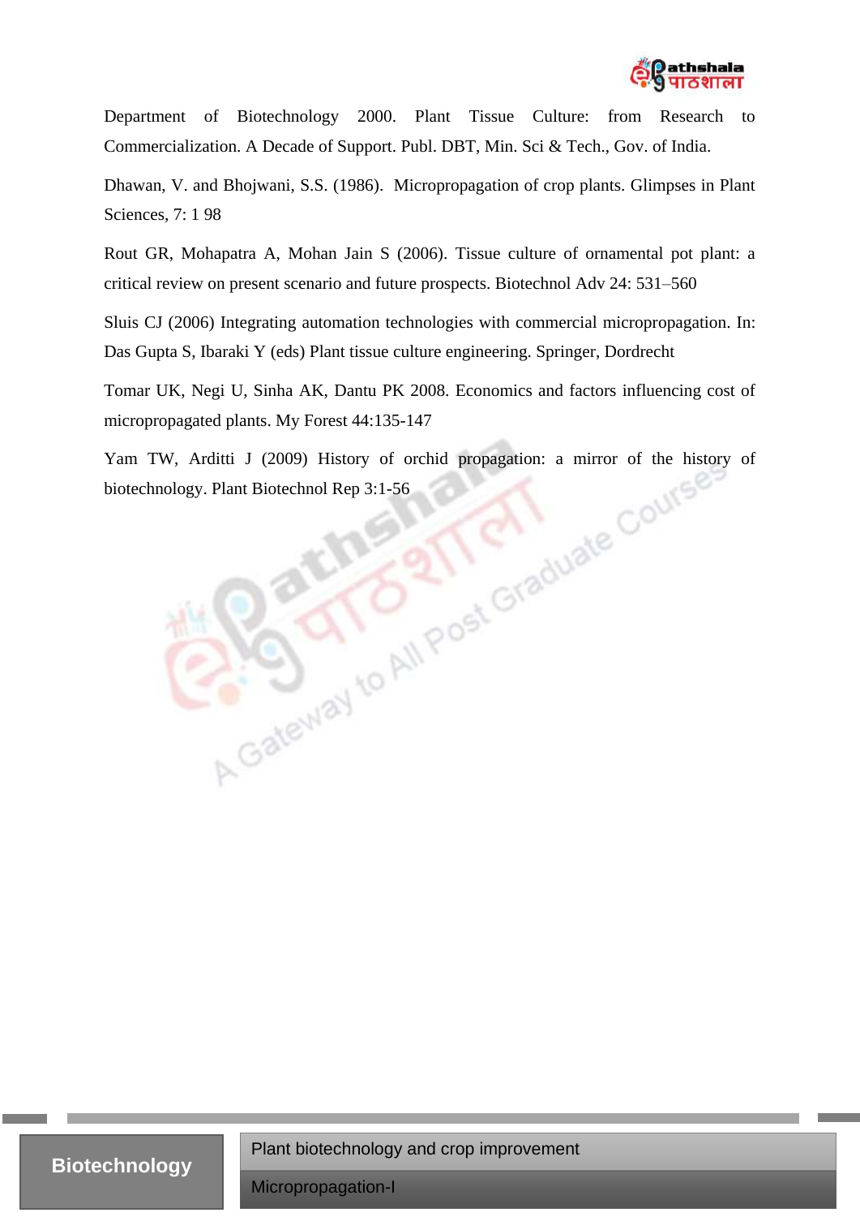Department of Biotechnology 2000. Plant Tissue Culture: from Research to Commercialization. A Decade of Support. Publ. DBT, Min. Sci & Tech., Gov. of India.

Dhawan, V. and Bhojwani, S.S. (1986). Micropropagation of crop plants. Glimpses in Plant Sciences, 7: 1 98

Rout GR, Mohapatra A, Mohan Jain S (2006). Tissue culture of ornamental pot plant: a critical review on present scenario and future prospects. Biotechnol Adv 24: 531–560

Sluis CJ (2006) Integrating automation technologies with commercial micropropagation. In: Das Gupta S, Ibaraki Y (eds) Plant tissue culture engineering. Springer, Dordrecht

Tomar UK, Negi U, Sinha AK, Dantu PK 2008. Economics and factors influencing cost of micropropagated plants. My Forest 44:135-147

Yam TW, Arditti J (2009) History of orchid propagation: a mirror of the history of biotechnology. Plant Biotechnol Rep 3:1-56